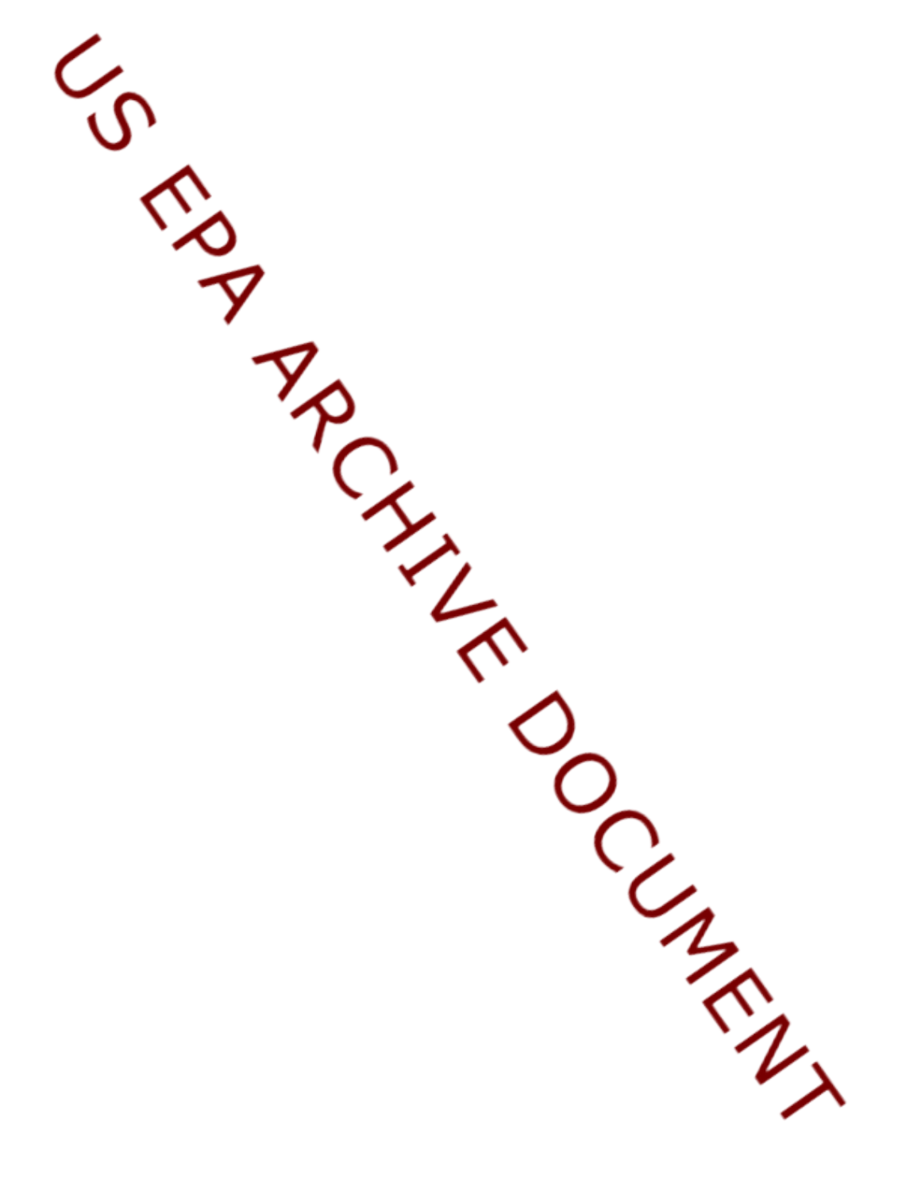US EPA ARCHIVE DOCUMENT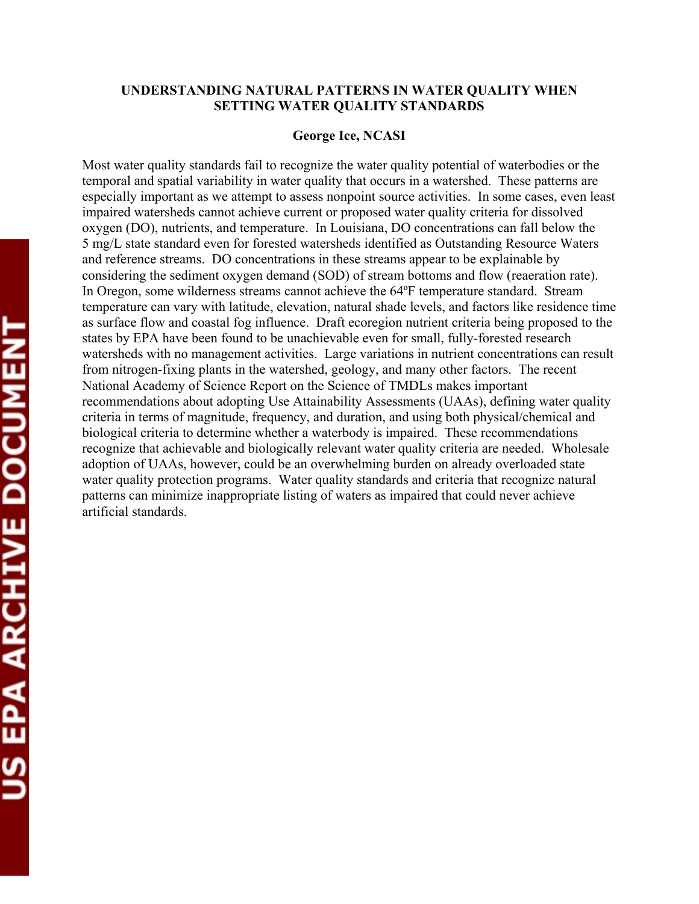## UNDERSTANDING NATURAL PATTERNS IN WATER QUALITY WHEN SETTING WATER QUALITY STANDARDS

**George Ice, NCASI**

Most water quality standards fail to recognize the water quality potential of waterbodies or the temporal and spatial variability in water quality that occurs in a watershed. These patterns are especially important as we attempt to assess nonpoint source activities. In some cases, even least impaired watersheds cannot achieve current or proposed water quality criteria for dissolved oxygen (DO), nutrients, and temperature. In Louisiana, DO concentrations can fall below the 5 mg/L state standard even for forested watersheds identified as Outstanding Resource Waters and reference streams. DO concentrations in these streams appear to be explainable by considering the sediment oxygen demand (SOD) of stream bottoms and flow (reaeration rate). In Oregon, some wilderness streams cannot achieve the 64ºF temperature standard. Stream temperature can vary with latitude, elevation, natural shade levels, and factors like residence time as surface flow and coastal fog influence. Draft ecoregion nutrient criteria being proposed to the states by EPA have been found to be unachievable even for small, fully-forested research watersheds with no management activities. Large variations in nutrient concentrations can result from nitrogen-fixing plants in the watershed, geology, and many other factors. The recent National Academy of Science Report on the Science of TMDLs makes important recommendations about adopting Use Attainability Assessments (UAAs), defining water quality criteria in terms of magnitude, frequency, and duration, and using both physical/chemical and biological criteria to determine whether a waterbody is impaired. These recommendations recognize that achievable and biologically relevant water quality criteria are needed. Wholesale adoption of UAAs, however, could be an overwhelming burden on already overloaded state water quality protection programs. Water quality standards and criteria that recognize natural patterns can minimize inappropriate listing of waters as impaired that could never achieve artificial standards.